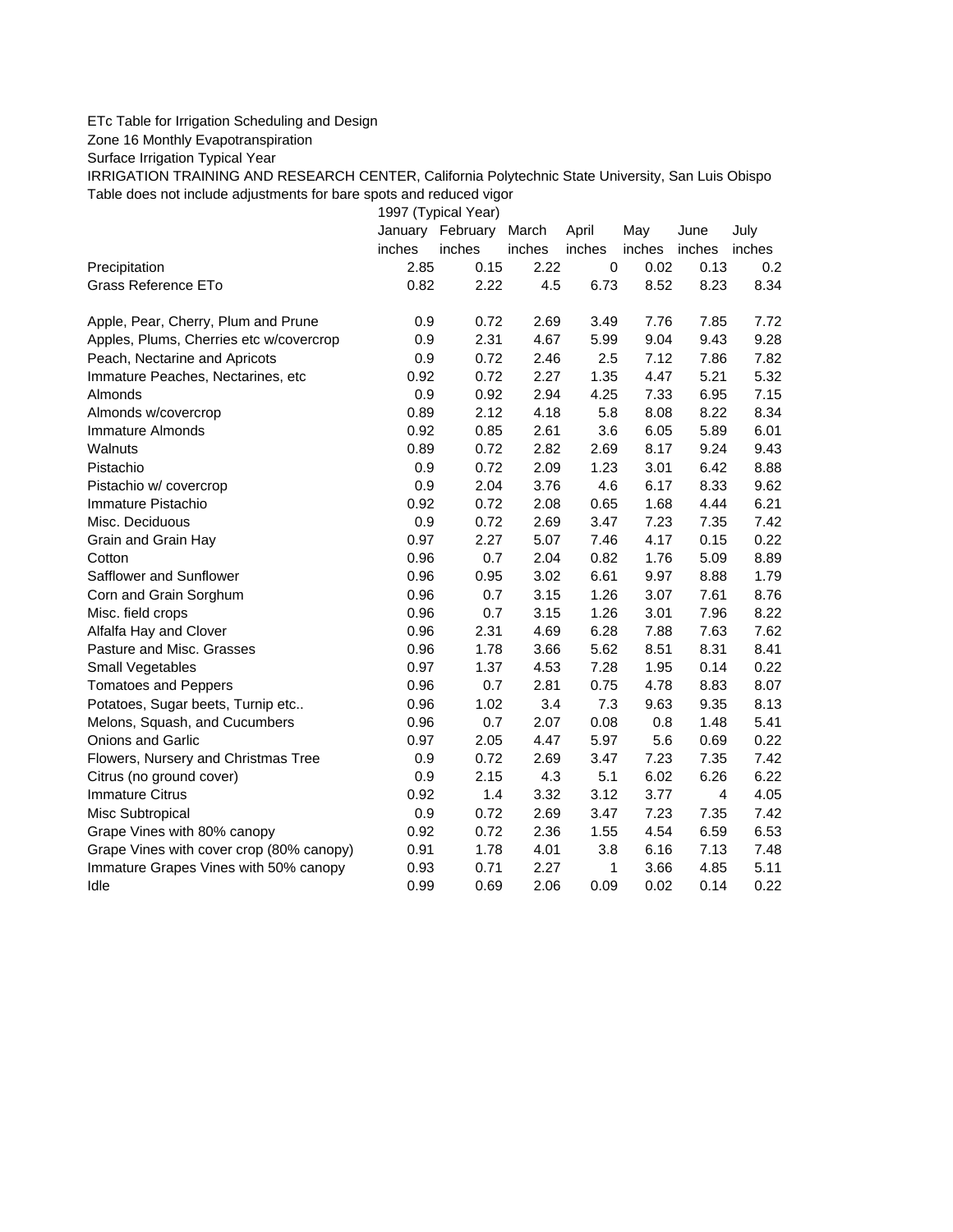ETc Table for Irrigation Scheduling and Design

Zone 16 Monthly Evapotranspiration

Surface Irrigation Typical Year

IRRIGATION TRAINING AND RESEARCH CENTER, California Polytechnic State University, San Luis Obispo

Table does not include adjustments for bare spots and reduced vigor

| | 1997 (Typical Year) | | | | | | |
|---|---|---|---|---|---|---|---|
| | January | February | March | April | May | June | July |
| | inches | inches | inches | inches | inches | inches | inches |
| Precipitation | 2.85 | 0.15 | 2.22 | 0 | 0.02 | 0.13 | 0.2 |
| Grass Reference ETo | 0.82 | 2.22 | 4.5 | 6.73 | 8.52 | 8.23 | 8.34 |
| | | | | | | | |
| Apple, Pear, Cherry, Plum and Prune | 0.9 | 0.72 | 2.69 | 3.49 | 7.76 | 7.85 | 7.72 |
| Apples, Plums, Cherries etc w/covercrop | 0.9 | 2.31 | 4.67 | 5.99 | 9.04 | 9.43 | 9.28 |
| Peach, Nectarine and Apricots | 0.9 | 0.72 | 2.46 | 2.5 | 7.12 | 7.86 | 7.82 |
| Immature Peaches, Nectarines, etc | 0.92 | 0.72 | 2.27 | 1.35 | 4.47 | 5.21 | 5.32 |
| Almonds | 0.9 | 0.92 | 2.94 | 4.25 | 7.33 | 6.95 | 7.15 |
| Almonds w/covercrop | 0.89 | 2.12 | 4.18 | 5.8 | 8.08 | 8.22 | 8.34 |
| Immature Almonds | 0.92 | 0.85 | 2.61 | 3.6 | 6.05 | 5.89 | 6.01 |
| Walnuts | 0.89 | 0.72 | 2.82 | 2.69 | 8.17 | 9.24 | 9.43 |
| Pistachio | 0.9 | 0.72 | 2.09 | 1.23 | 3.01 | 6.42 | 8.88 |
| Pistachio w/ covercrop | 0.9 | 2.04 | 3.76 | 4.6 | 6.17 | 8.33 | 9.62 |
| Immature Pistachio | 0.92 | 0.72 | 2.08 | 0.65 | 1.68 | 4.44 | 6.21 |
| Misc. Deciduous | 0.9 | 0.72 | 2.69 | 3.47 | 7.23 | 7.35 | 7.42 |
| Grain and Grain Hay | 0.97 | 2.27 | 5.07 | 7.46 | 4.17 | 0.15 | 0.22 |
| Cotton | 0.96 | 0.7 | 2.04 | 0.82 | 1.76 | 5.09 | 8.89 |
| Safflower and Sunflower | 0.96 | 0.95 | 3.02 | 6.61 | 9.97 | 8.88 | 1.79 |
| Corn and Grain Sorghum | 0.96 | 0.7 | 3.15 | 1.26 | 3.07 | 7.61 | 8.76 |
| Misc. field crops | 0.96 | 0.7 | 3.15 | 1.26 | 3.01 | 7.96 | 8.22 |
| Alfalfa Hay and Clover | 0.96 | 2.31 | 4.69 | 6.28 | 7.88 | 7.63 | 7.62 |
| Pasture and Misc. Grasses | 0.96 | 1.78 | 3.66 | 5.62 | 8.51 | 8.31 | 8.41 |
| Small Vegetables | 0.97 | 1.37 | 4.53 | 7.28 | 1.95 | 0.14 | 0.22 |
| Tomatoes and Peppers | 0.96 | 0.7 | 2.81 | 0.75 | 4.78 | 8.83 | 8.07 |
| Potatoes, Sugar beets, Turnip etc.. | 0.96 | 1.02 | 3.4 | 7.3 | 9.63 | 9.35 | 8.13 |
| Melons, Squash, and Cucumbers | 0.96 | 0.7 | 2.07 | 0.08 | 0.8 | 1.48 | 5.41 |
| Onions and Garlic | 0.97 | 2.05 | 4.47 | 5.97 | 5.6 | 0.69 | 0.22 |
| Flowers, Nursery and Christmas Tree | 0.9 | 0.72 | 2.69 | 3.47 | 7.23 | 7.35 | 7.42 |
| Citrus (no ground cover) | 0.9 | 2.15 | 4.3 | 5.1 | 6.02 | 6.26 | 6.22 |
| Immature Citrus | 0.92 | 1.4 | 3.32 | 3.12 | 3.77 | 4 | 4.05 |
| Misc Subtropical | 0.9 | 0.72 | 2.69 | 3.47 | 7.23 | 7.35 | 7.42 |
| Grape Vines with 80% canopy | 0.92 | 0.72 | 2.36 | 1.55 | 4.54 | 6.59 | 6.53 |
| Grape Vines with cover crop (80% canopy) | 0.91 | 1.78 | 4.01 | 3.8 | 6.16 | 7.13 | 7.48 |
| Immature Grapes Vines with 50% canopy | 0.93 | 0.71 | 2.27 | 1 | 3.66 | 4.85 | 5.11 |
| Idle | 0.99 | 0.69 | 2.06 | 0.09 | 0.02 | 0.14 | 0.22 |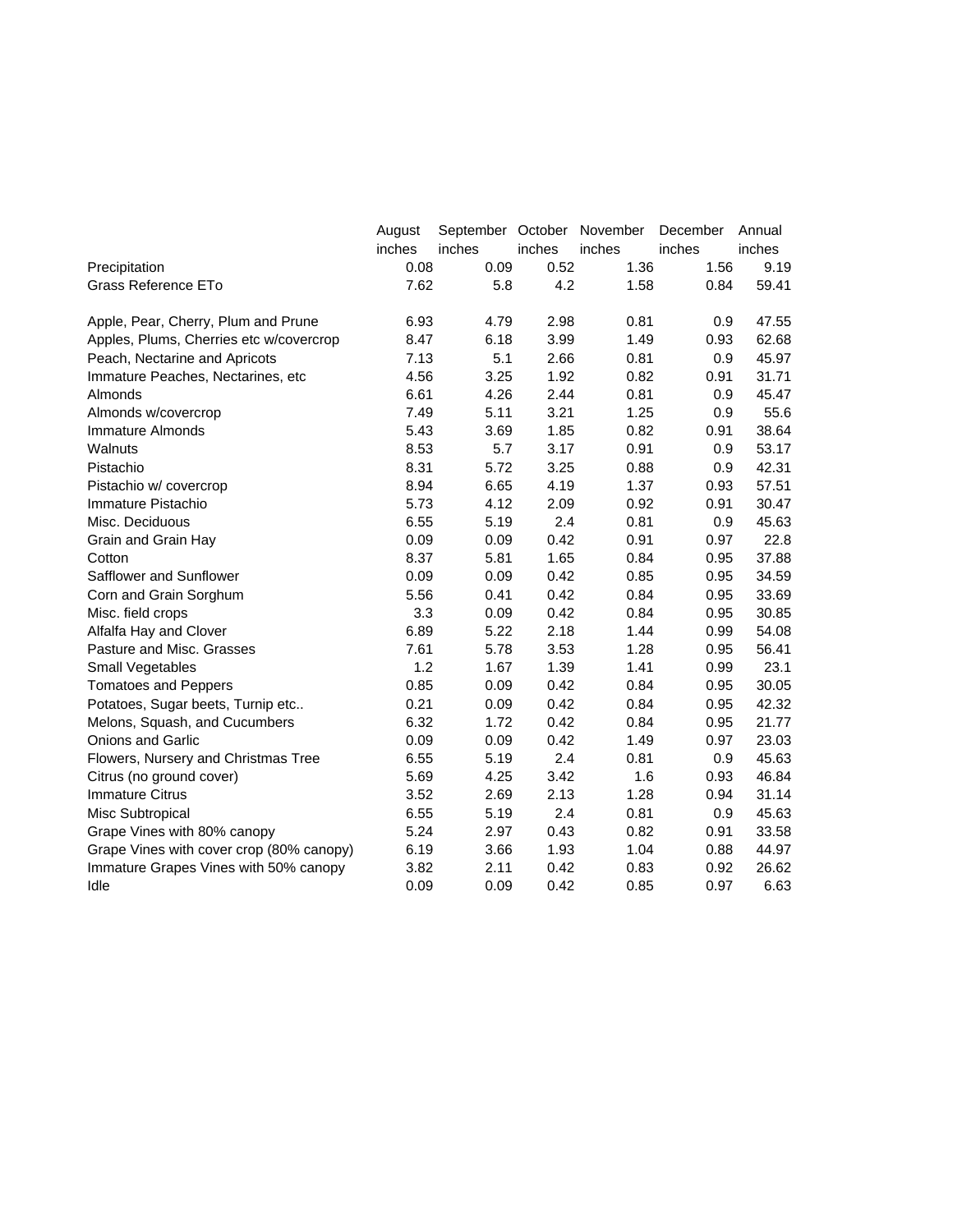| | August inches | September inches | October inches | November inches | December inches | Annual inches |
|---|---|---|---|---|---|---|
| Precipitation | 0.08 | 0.09 | 0.52 | 1.36 | 1.56 | 9.19 |
| Grass Reference ETo | 7.62 | 5.8 | 4.2 | 1.58 | 0.84 | 59.41 |
| | | | | | | |
| Apple, Pear, Cherry, Plum and Prune | 6.93 | 4.79 | 2.98 | 0.81 | 0.9 | 47.55 |
| Apples, Plums, Cherries etc w/covercrop | 8.47 | 6.18 | 3.99 | 1.49 | 0.93 | 62.68 |
| Peach, Nectarine and Apricots | 7.13 | 5.1 | 2.66 | 0.81 | 0.9 | 45.97 |
| Immature Peaches, Nectarines, etc | 4.56 | 3.25 | 1.92 | 0.82 | 0.91 | 31.71 |
| Almonds | 6.61 | 4.26 | 2.44 | 0.81 | 0.9 | 45.47 |
| Almonds w/covercrop | 7.49 | 5.11 | 3.21 | 1.25 | 0.9 | 55.6 |
| Immature Almonds | 5.43 | 3.69 | 1.85 | 0.82 | 0.91 | 38.64 |
| Walnuts | 8.53 | 5.7 | 3.17 | 0.91 | 0.9 | 53.17 |
| Pistachio | 8.31 | 5.72 | 3.25 | 0.88 | 0.9 | 42.31 |
| Pistachio w/ covercrop | 8.94 | 6.65 | 4.19 | 1.37 | 0.93 | 57.51 |
| Immature Pistachio | 5.73 | 4.12 | 2.09 | 0.92 | 0.91 | 30.47 |
| Misc. Deciduous | 6.55 | 5.19 | 2.4 | 0.81 | 0.9 | 45.63 |
| Grain and Grain Hay | 0.09 | 0.09 | 0.42 | 0.91 | 0.97 | 22.8 |
| Cotton | 8.37 | 5.81 | 1.65 | 0.84 | 0.95 | 37.88 |
| Safflower and Sunflower | 0.09 | 0.09 | 0.42 | 0.85 | 0.95 | 34.59 |
| Corn and Grain Sorghum | 5.56 | 0.41 | 0.42 | 0.84 | 0.95 | 33.69 |
| Misc. field crops | 3.3 | 0.09 | 0.42 | 0.84 | 0.95 | 30.85 |
| Alfalfa Hay and Clover | 6.89 | 5.22 | 2.18 | 1.44 | 0.99 | 54.08 |
| Pasture and Misc. Grasses | 7.61 | 5.78 | 3.53 | 1.28 | 0.95 | 56.41 |
| Small Vegetables | 1.2 | 1.67 | 1.39 | 1.41 | 0.99 | 23.1 |
| Tomatoes and Peppers | 0.85 | 0.09 | 0.42 | 0.84 | 0.95 | 30.05 |
| Potatoes, Sugar beets, Turnip etc.. | 0.21 | 0.09 | 0.42 | 0.84 | 0.95 | 42.32 |
| Melons, Squash, and Cucumbers | 6.32 | 1.72 | 0.42 | 0.84 | 0.95 | 21.77 |
| Onions and Garlic | 0.09 | 0.09 | 0.42 | 1.49 | 0.97 | 23.03 |
| Flowers, Nursery and Christmas Tree | 6.55 | 5.19 | 2.4 | 0.81 | 0.9 | 45.63 |
| Citrus (no ground cover) | 5.69 | 4.25 | 3.42 | 1.6 | 0.93 | 46.84 |
| Immature Citrus | 3.52 | 2.69 | 2.13 | 1.28 | 0.94 | 31.14 |
| Misc Subtropical | 6.55 | 5.19 | 2.4 | 0.81 | 0.9 | 45.63 |
| Grape Vines with 80% canopy | 5.24 | 2.97 | 0.43 | 0.82 | 0.91 | 33.58 |
| Grape Vines with cover crop (80% canopy) | 6.19 | 3.66 | 1.93 | 1.04 | 0.88 | 44.97 |
| Immature Grapes Vines with 50% canopy | 3.82 | 2.11 | 0.42 | 0.83 | 0.92 | 26.62 |
| Idle | 0.09 | 0.09 | 0.42 | 0.85 | 0.97 | 6.63 |